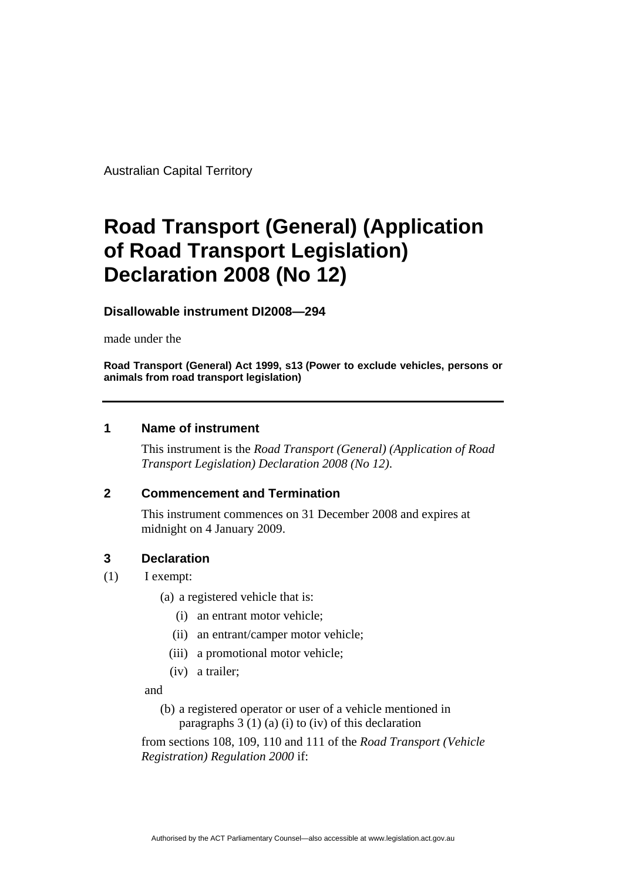Australian Capital Territory

# Road Transport (General) (Application of Road Transport Legislation) Declaration 2008 (No 12)

**Disallowable instrument DI2008—294**

made under the

**Road Transport (General) Act 1999, s13 (Power to exclude vehicles, persons or animals from road transport legislation)**

---

## 1 Name of instrument

This instrument is the *Road Transport (General) (Application of Road Transport Legislation) Declaration 2008 (No 12)*.

## 2 Commencement and Termination

This instrument commences on 31 December 2008 and expires at midnight on 4 January 2009.

## 3 Declaration

(1) I exempt:

(a) a registered vehicle that is:

(i) an entrant motor vehicle;

(ii) an entrant/camper motor vehicle;

(iii) a promotional motor vehicle;

(iv) a trailer;

and

(b) a registered operator or user of a vehicle mentioned in paragraphs 3 (1) (a) (i) to (iv) of this declaration

from sections 108, 109, 110 and 111 of the *Road Transport (Vehicle Registration) Regulation 2000* if: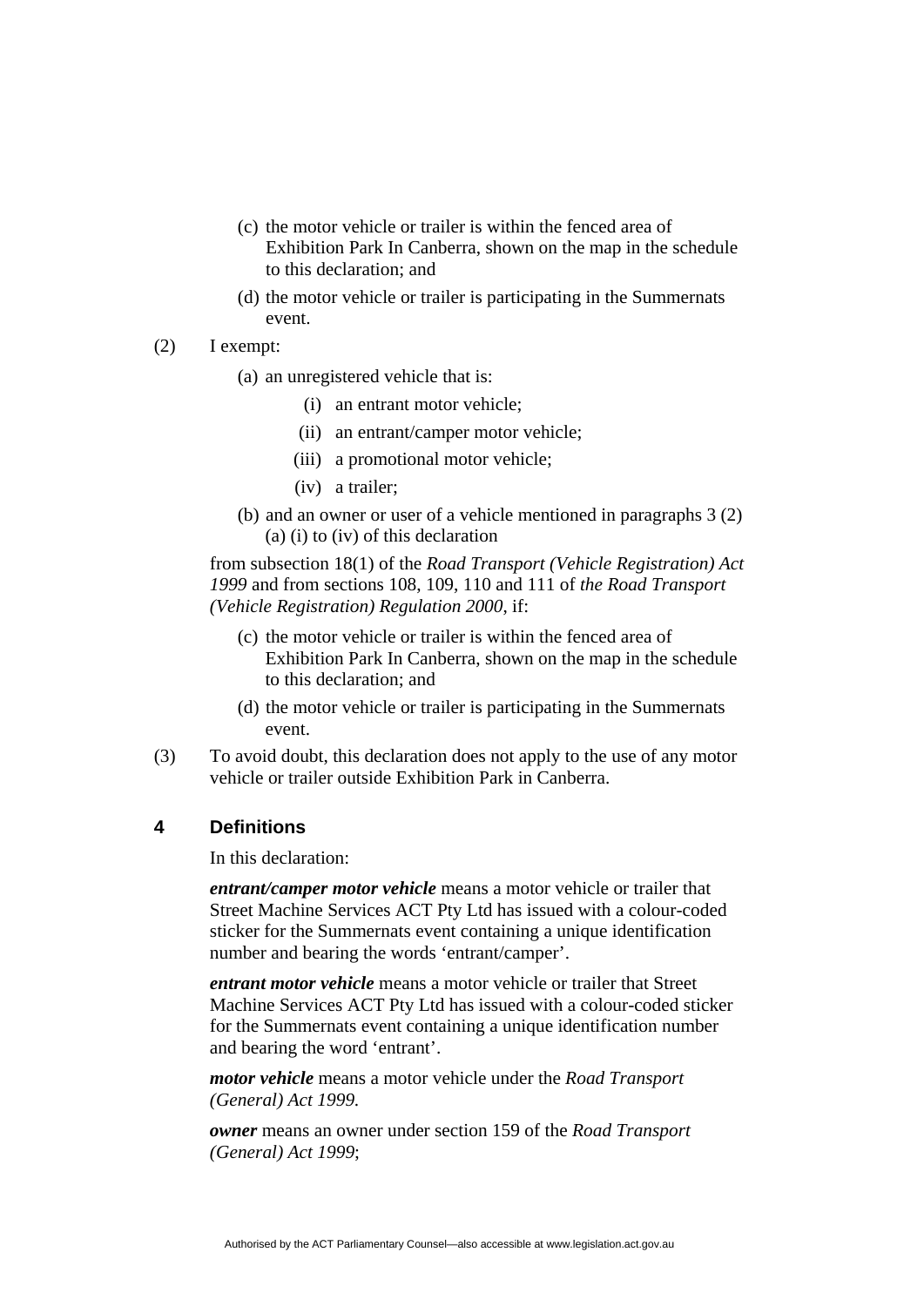(c) the motor vehicle or trailer is within the fenced area of Exhibition Park In Canberra, shown on the map in the schedule to this declaration; and

(d) the motor vehicle or trailer is participating in the Summernats event.

(2) I exempt:

(a) an unregistered vehicle that is:

(i) an entrant motor vehicle;

(ii) an entrant/camper motor vehicle;

(iii) a promotional motor vehicle;

(iv) a trailer;

(b) and an owner or user of a vehicle mentioned in paragraphs 3 (2) (a) (i) to (iv) of this declaration

from subsection 18(1) of the *Road Transport (Vehicle Registration) Act 1999* and from sections 108, 109, 110 and 111 of *the Road Transport (Vehicle Registration) Regulation 2000*, if:

(c) the motor vehicle or trailer is within the fenced area of Exhibition Park In Canberra, shown on the map in the schedule to this declaration; and

(d) the motor vehicle or trailer is participating in the Summernats event.

(3) To avoid doubt, this declaration does not apply to the use of any motor vehicle or trailer outside Exhibition Park in Canberra.

## 4 Definitions

In this declaration:

***entrant/camper motor vehicle*** means a motor vehicle or trailer that Street Machine Services ACT Pty Ltd has issued with a colour-coded sticker for the Summernats event containing a unique identification number and bearing the words 'entrant/camper'.

***entrant motor vehicle*** means a motor vehicle or trailer that Street Machine Services ACT Pty Ltd has issued with a colour-coded sticker for the Summernats event containing a unique identification number and bearing the word 'entrant'.

***motor vehicle*** means a motor vehicle under the *Road Transport (General) Act 1999.*

***owner*** means an owner under section 159 of the *Road Transport (General) Act 1999*;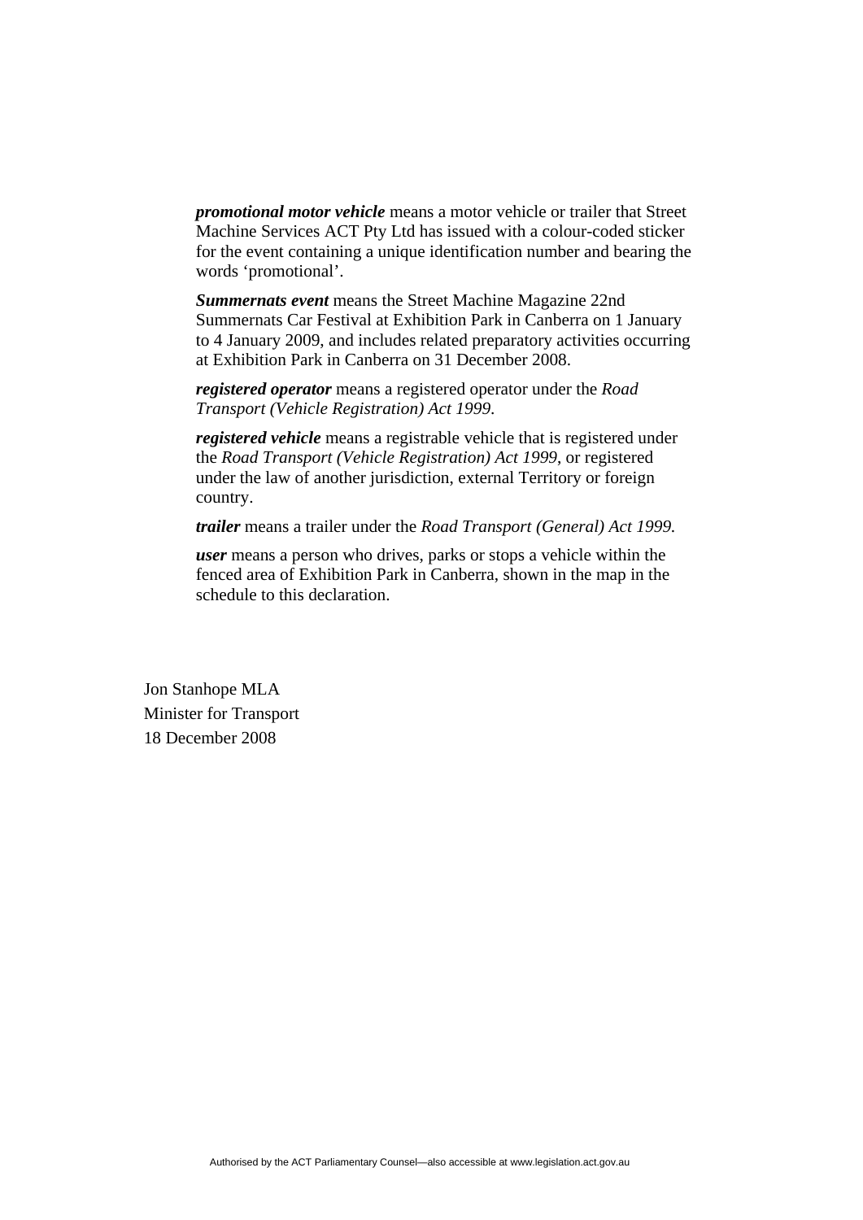***promotional motor vehicle*** means a motor vehicle or trailer that Street Machine Services ACT Pty Ltd has issued with a colour-coded sticker for the event containing a unique identification number and bearing the words 'promotional'.

***Summernats event*** means the Street Machine Magazine 22nd Summernats Car Festival at Exhibition Park in Canberra on 1 January to 4 January 2009, and includes related preparatory activities occurring at Exhibition Park in Canberra on 31 December 2008.

***registered operator*** means a registered operator under the *Road Transport (Vehicle Registration) Act 1999*.

***registered vehicle*** means a registrable vehicle that is registered under the *Road Transport (Vehicle Registration) Act 1999*, or registered under the law of another jurisdiction, external Territory or foreign country.

***trailer*** means a trailer under the *Road Transport (General) Act 1999.*

***user*** means a person who drives, parks or stops a vehicle within the fenced area of Exhibition Park in Canberra, shown in the map in the schedule to this declaration.

Jon Stanhope MLA
Minister for Transport
18 December 2008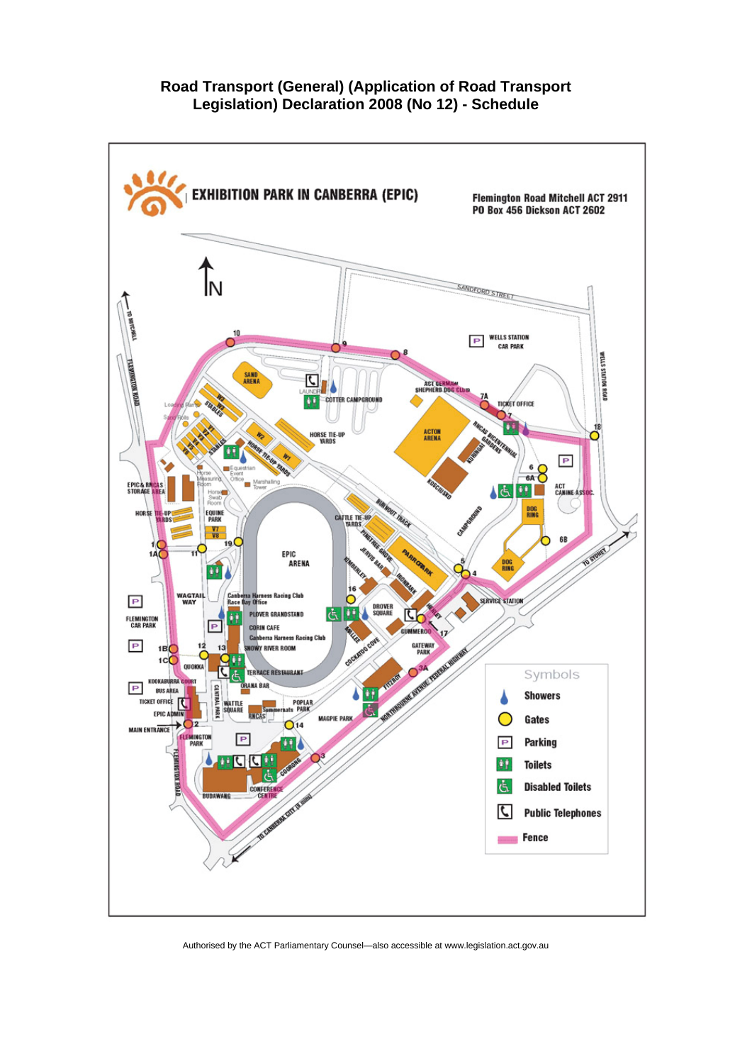# Road Transport (General) (Application of Road Transport Legislation) Declaration 2008 (No 12) - Schedule

EXHIBITION PARK IN CANBERRA (EPIC)

Flemington Road Mitchell ACT 2911
PO Box 456 Dickson ACT 2602

N

TO MITCHELL
FLEMINGTON ROAD
SANDFORD STREET
WELLS STATION ROAD
WELLS STATION CAR PARK
SAND ARENA
LAUNDRY
COTTER CAMPGROUND
ACT GERMAN SHEPHERD DOG CLUB
TICKET OFFICE
ACTON ARENA
RNCAS BICENTENNIAL GARDENS
KURRAJONG
KOSCIUSKO
HORSE TIE-UP YARDS
W1
W2
W3
W4
HORSE TIE-UP YARDS
STABLES
V1
V2
V3
V4
V5
V6
Loading Ramp
Sand Rolls
Horse Measuring Room
Equestrian Event Office
Marshalling Tower
Horse Swab Room
EPIC & RNCAS STORAGE AREA
HORSE TIE-UP YARDS
EQUINE PARK
V7
V8
EPIC ARENA
RUN OUT TRACK
CATTLE TIE-UP YARDS
PINE TREE GROVE
JERVIS BAY
KIMBERLEY
PARROT PARK
IRONBARK
CAMPGROUND
ACT CANINE ASSOC.
DOG RING
DOG RING
TO SYDNEY
SERVICE STATION
WAGTAIL WAY
FLEMINGTON CAR PARK
Canberra Harness Racing Club Race Day Office
PLOVER GRANDSTAND
CORIN CAFE
Canberra Harness Racing Club
SNOWY RIVER ROOM
DROVER SQUARE
HENLEY
MALLEE
GUMMEROO
GATEWAY PARK
COCKATOO COVE
FITZROY
QUOKKA
TERRACE RESTAURANT
KOOKABURRA COURT
BUS AREA
TICKET OFFICE
EPIC ADMIN
MAIN ENTRANCE
ORANA BAR
CENTRAL PARK
WATTLE SQUARE
Summernats
RNCAS
POPLAR PARK
MAGPIE PARK
NORTHBOURNE AVENUE FEDERAL HIGHWAY
FLEMINGTON PARK
COORONG
CONFERENCE CENTRE
BUDAWANG
FLEMINGTON ROAD
TO CANBERRA CITY (8 mins)

1, 1A, 1B, 1C, 2, 3, 3A, 4, 5, 6, 6A, 6B, 7, 7A, 8, 9, 10, 11, 12, 13, 14, 16, 17, 18, 19

Symbols
Showers
Gates
Parking
Toilets
Disabled Toilets
Public Telephones
Fence